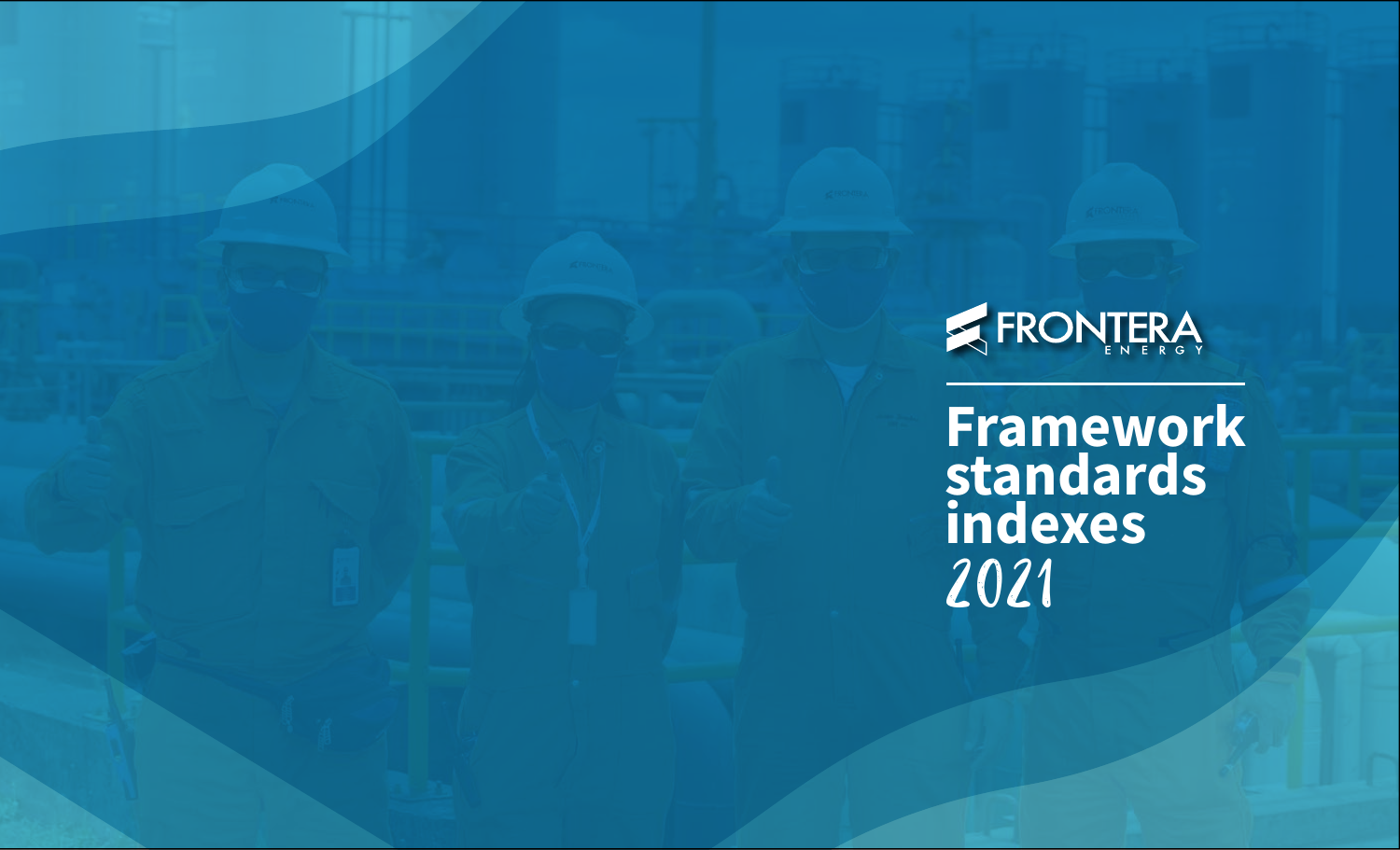FRONTERA ENERGY

# Framework standards indexes 2021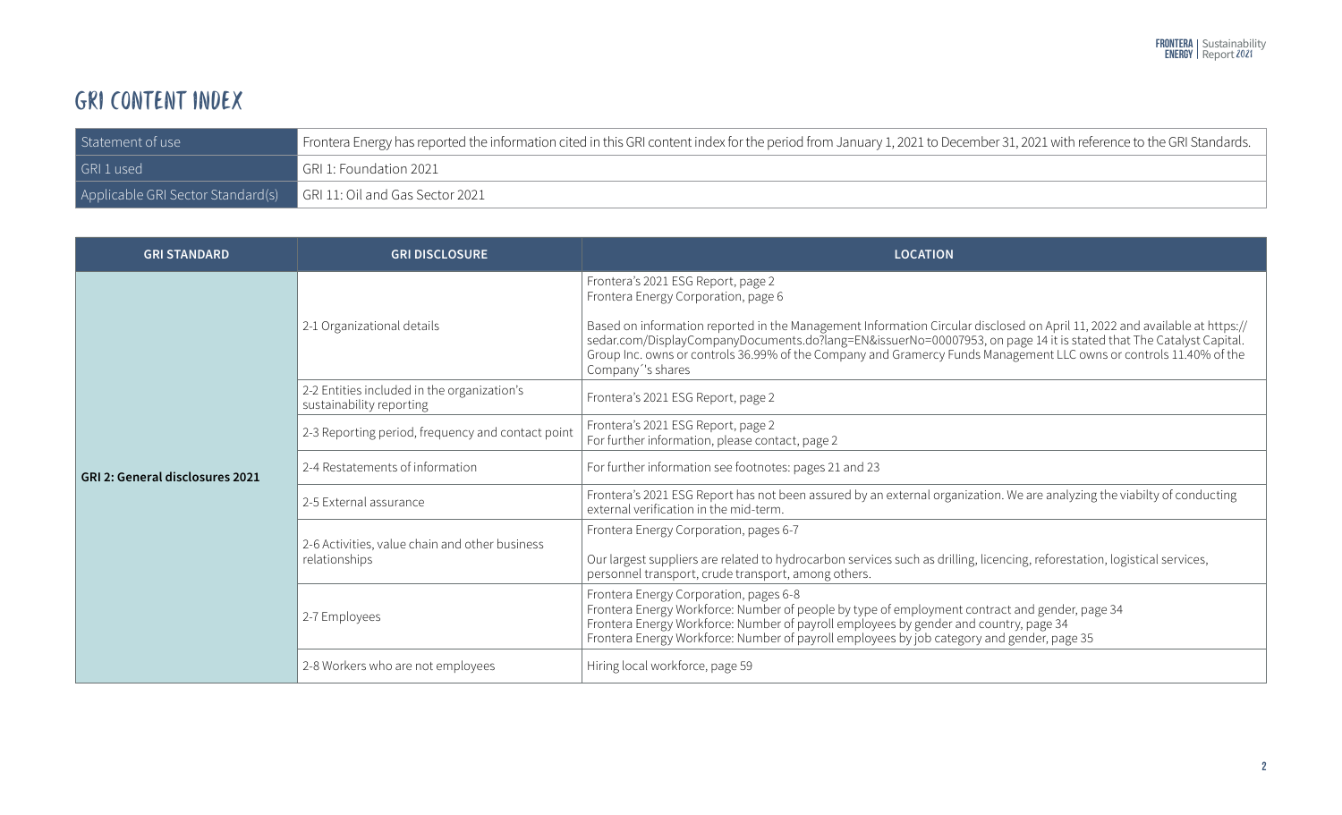# GRI CONTENT INDEX

| Statement of use | Frontera Energy has reported the information cited in this GRI content index for the period from January 1, 2021 to December 31, 2021 with reference to the GRI Standards. |
|---|---|
| GRI 1 used | GRI 1: Foundation 2021 |
| Applicable GRI Sector Standard(s) | GRI 11: Oil and Gas Sector 2021 |

| GRI STANDARD | GRI DISCLOSURE | LOCATION |
|---|---|---|
| GRI 2: General disclosures 2021 | 2-1 Organizational details | Frontera's 2021 ESG Report, page 2<br>Frontera Energy Corporation, page 6<br><br>Based on information reported in the Management Information Circular disclosed on April 11, 2022 and available at https://sedar.com/DisplayCompanyDocuments.do?lang=EN&issuerNo=00007953, on page 14 it is stated that The Catalyst Capital. Group Inc. owns or controls 36.99% of the Company and Gramercy Funds Management LLC owns or controls 11.40% of the Company´'s shares |
| | 2-2 Entities included in the organization's sustainability reporting | Frontera's 2021 ESG Report, page 2 |
| | 2-3 Reporting period, frequency and contact point | Frontera's 2021 ESG Report, page 2<br>For further information, please contact, page 2 |
| | 2-4 Restatements of information | For further information see footnotes: pages 21 and 23 |
| | 2-5 External assurance | Frontera's 2021 ESG Report has not been assured by an external organization. We are analyzing the viabilty of conducting external verification in the mid-term. |
| | 2-6 Activities, value chain and other business relationships | Frontera Energy Corporation, pages 6-7<br><br>Our largest suppliers are related to hydrocarbon services such as drilling, licencing, reforestation, logistical services, personnel transport, crude transport, among others. |
| | 2-7 Employees | Frontera Energy Corporation, pages 6-8<br>Frontera Energy Workforce: Number of people by type of employment contract and gender, page 34<br>Frontera Energy Workforce: Number of payroll employees by gender and country, page 34<br>Frontera Energy Workforce: Number of payroll employees by job category and gender, page 35 |
| | 2-8 Workers who are not employees | Hiring local workforce, page 59 |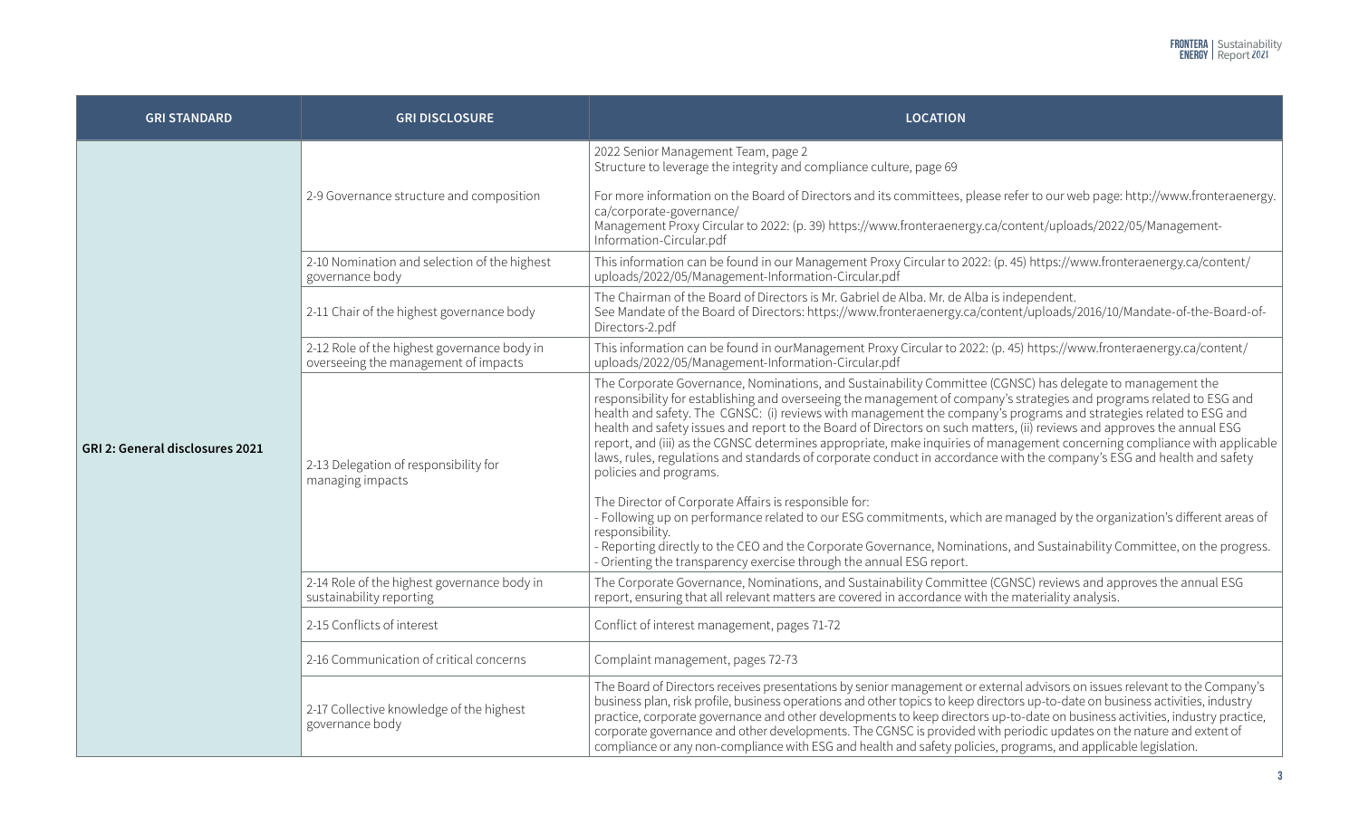| GRI STANDARD | GRI DISCLOSURE | LOCATION |
|---|---|---|
| GRI 2: General disclosures 2021 | 2-9 Governance structure and composition | 2022 Senior Management Team, page 2<br>Structure to leverage the integrity and compliance culture, page 69<br><br>For more information on the Board of Directors and its committees, please refer to our web page: http://www.fronteraenergy.ca/corporate-governance/<br>Management Proxy Circular to 2022: (p. 39) https://www.fronteraenergy.ca/content/uploads/2022/05/Management-Information-Circular.pdf |
| | 2-10 Nomination and selection of the highest governance body | This information can be found in our Management Proxy Circular to 2022: (p. 45) https://www.fronteraenergy.ca/content/uploads/2022/05/Management-Information-Circular.pdf |
| | 2-11 Chair of the highest governance body | The Chairman of the Board of Directors is Mr. Gabriel de Alba. Mr. de Alba is independent.<br>See Mandate of the Board of Directors: https://www.fronteraenergy.ca/content/uploads/2016/10/Mandate-of-the-Board-of-Directors-2.pdf |
| | 2-12 Role of the highest governance body in overseeing the management of impacts | This information can be found in ourManagement Proxy Circular to 2022: (p. 45) https://www.fronteraenergy.ca/content/uploads/2022/05/Management-Information-Circular.pdf |
| | 2-13 Delegation of responsibility for managing impacts | The Corporate Governance, Nominations, and Sustainability Committee (CGNSC) has delegate to management the responsibility for establishing and overseeing the management of company's strategies and programs related to ESG and health and safety. The CGNSC: (i) reviews with management the company's programs and strategies related to ESG and health and safety issues and report to the Board of Directors on such matters, (ii) reviews and approves the annual ESG report, and (iii) as the CGNSC determines appropriate, make inquiries of management concerning compliance with applicable laws, rules, regulations and standards of corporate conduct in accordance with the company's ESG and health and safety policies and programs.<br><br>The Director of Corporate Affairs is responsible for:<br>- Following up on performance related to our ESG commitments, which are managed by the organization's different areas of responsibility.<br>- Reporting directly to the CEO and the Corporate Governance, Nominations, and Sustainability Committee, on the progress.<br>- Orienting the transparency exercise through the annual ESG report. |
| | 2-14 Role of the highest governance body in sustainability reporting | The Corporate Governance, Nominations, and Sustainability Committee (CGNSC) reviews and approves the annual ESG report, ensuring that all relevant matters are covered in accordance with the materiality analysis. |
| | 2-15 Conflicts of interest | Conflict of interest management, pages 71-72 |
| | 2-16 Communication of critical concerns | Complaint management, pages 72-73 |
| | 2-17 Collective knowledge of the highest governance body | The Board of Directors receives presentations by senior management or external advisors on issues relevant to the Company's business plan, risk profile, business operations and other topics to keep directors up-to-date on business activities, industry practice, corporate governance and other developments to keep directors up-to-date on business activities, industry practice, corporate governance and other developments. The CGNSC is provided with periodic updates on the nature and extent of compliance or any non-compliance with ESG and health and safety policies, programs, and applicable legislation. |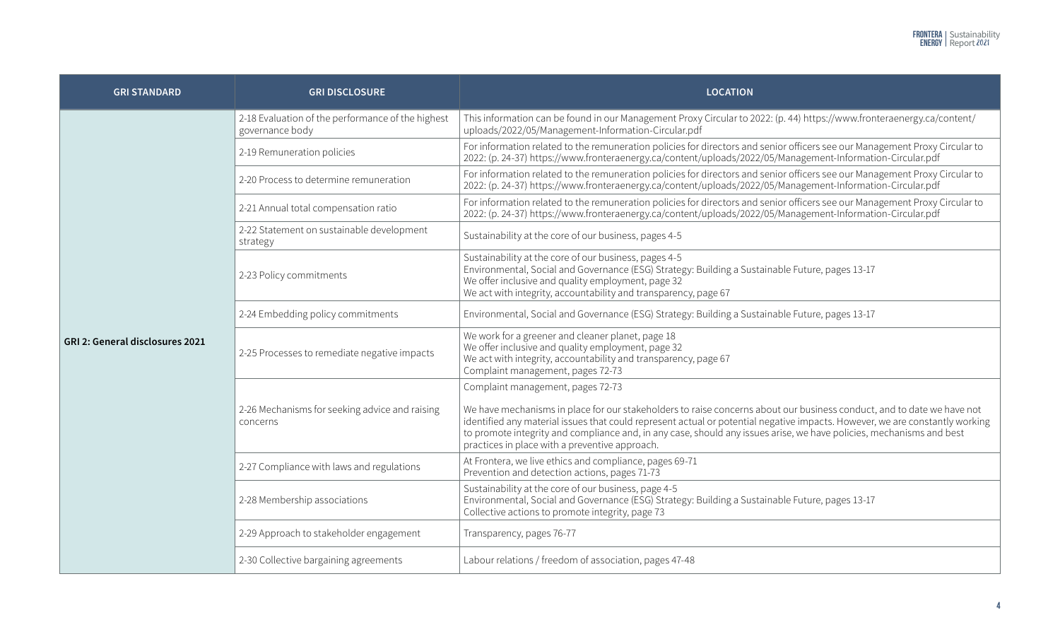| GRI STANDARD | GRI DISCLOSURE | LOCATION |
|---|---|---|
| **GRI 2: General disclosures 2021** | 2-18 Evaluation of the performance of the highest governance body | This information can be found in our Management Proxy Circular to 2022: (p. 44) https://www.fronteraenergy.ca/content/uploads/2022/05/Management-Information-Circular.pdf |
| | 2-19 Remuneration policies | For information related to the remuneration policies for directors and senior officers see our Management Proxy Circular to 2022: (p. 24-37) https://www.fronteraenergy.ca/content/uploads/2022/05/Management-Information-Circular.pdf |
| | 2-20 Process to determine remuneration | For information related to the remuneration policies for directors and senior officers see our Management Proxy Circular to 2022: (p. 24-37) https://www.fronteraenergy.ca/content/uploads/2022/05/Management-Information-Circular.pdf |
| | 2-21 Annual total compensation ratio | For information related to the remuneration policies for directors and senior officers see our Management Proxy Circular to 2022: (p. 24-37) https://www.fronteraenergy.ca/content/uploads/2022/05/Management-Information-Circular.pdf |
| | 2-22 Statement on sustainable development strategy | Sustainability at the core of our business, pages 4-5 |
| | 2-23 Policy commitments | Sustainability at the core of our business, pages 4-5<br>Environmental, Social and Governance (ESG) Strategy: Building a Sustainable Future, pages 13-17<br>We offer inclusive and quality employment, page 32<br>We act with integrity, accountability and transparency, page 67 |
| | 2-24 Embedding policy commitments | Environmental, Social and Governance (ESG) Strategy: Building a Sustainable Future, pages 13-17 |
| | 2-25 Processes to remediate negative impacts | We work for a greener and cleaner planet, page 18<br>We offer inclusive and quality employment, page 32<br>We act with integrity, accountability and transparency, page 67<br>Complaint management, pages 72-73 |
| | 2-26 Mechanisms for seeking advice and raising concerns | Complaint management, pages 72-73<br><br>We have mechanisms in place for our stakeholders to raise concerns about our business conduct, and to date we have not identified any material issues that could represent actual or potential negative impacts. However, we are constantly working to promote integrity and compliance and, in any case, should any issues arise, we have policies, mechanisms and best practices in place with a preventive approach. |
| | 2-27 Compliance with laws and regulations | At Frontera, we live ethics and compliance, pages 69-71<br>Prevention and detection actions, pages 71-73 |
| | 2-28 Membership associations | Sustainability at the core of our business, page 4-5<br>Environmental, Social and Governance (ESG) Strategy: Building a Sustainable Future, pages 13-17<br>Collective actions to promote integrity, page 73 |
| | 2-29 Approach to stakeholder engagement | Transparency, pages 76-77 |
| | 2-30 Collective bargaining agreements | Labour relations / freedom of association, pages 47-48 |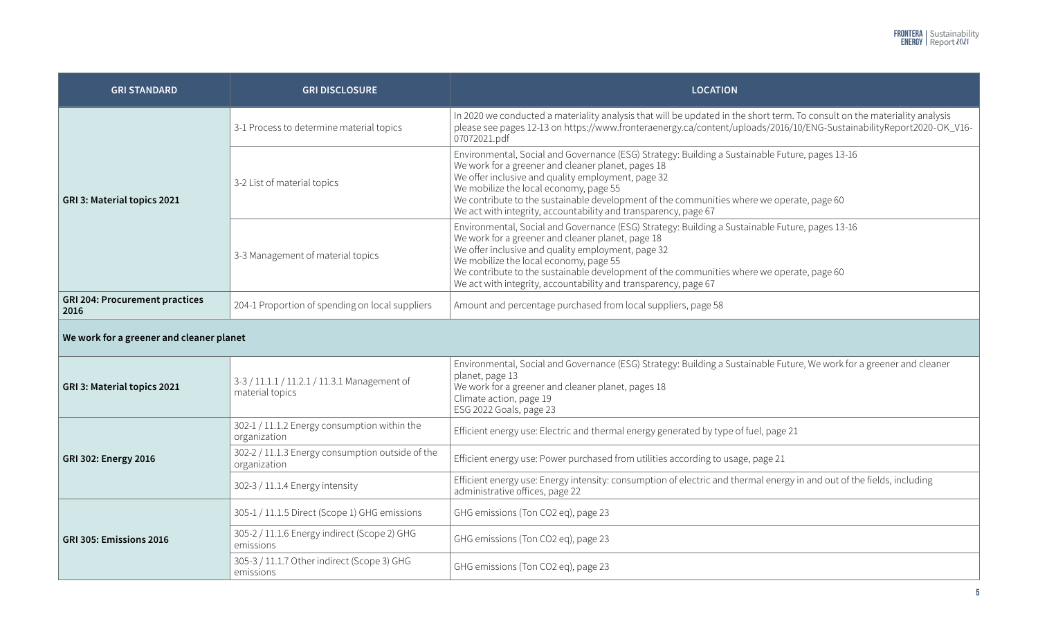| GRI STANDARD | GRI DISCLOSURE | LOCATION |
| --- | --- | --- |
| **GRI 3: Material topics 2021** | 3-1 Process to determine material topics | In 2020 we conducted a materiality analysis that will be updated in the short term. To consult on the materiality analysis please see pages 12-13 on https://www.fronteraenergy.ca/content/uploads/2016/10/ENG-SustainabilityReport2020-OK_V16-07072021.pdf |
| | 3-2 List of material topics | Environmental, Social and Governance (ESG) Strategy: Building a Sustainable Future, pages 13-16<br>We work for a greener and cleaner planet, pages 18<br>We offer inclusive and quality employment, page 32<br>We mobilize the local economy, page 55<br>We contribute to the sustainable development of the communities where we operate, page 60<br>We act with integrity, accountability and transparency, page 67 |
| | 3-3 Management of material topics | Environmental, Social and Governance (ESG) Strategy: Building a Sustainable Future, pages 13-16<br>We work for a greener and cleaner planet, page 18<br>We offer inclusive and quality employment, page 32<br>We mobilize the local economy, page 55<br>We contribute to the sustainable development of the communities where we operate, page 60<br>We act with integrity, accountability and transparency, page 67 |
| **GRI 204: Procurement practices 2016** | 204-1 Proportion of spending on local suppliers | Amount and percentage purchased from local suppliers, page 58 |
| **We work for a greener and cleaner planet** | | |
| **GRI 3: Material topics 2021** | 3-3 / 11.1.1 / 11.2.1 / 11.3.1 Management of material topics | Environmental, Social and Governance (ESG) Strategy: Building a Sustainable Future, We work for a greener and cleaner planet, page 13<br>We work for a greener and cleaner planet, pages 18<br>Climate action, page 19<br>ESG 2022 Goals, page 23 |
| **GRI 302: Energy 2016** | 302-1 / 11.1.2 Energy consumption within the organization | Efficient energy use: Electric and thermal energy generated by type of fuel, page 21 |
| | 302-2 / 11.1.3 Energy consumption outside of the organization | Efficient energy use: Power purchased from utilities according to usage, page 21 |
| | 302-3 / 11.1.4 Energy intensity | Efficient energy use: Energy intensity: consumption of electric and thermal energy in and out of the fields, including administrative offices, page 22 |
| **GRI 305: Emissions 2016** | 305-1 / 11.1.5 Direct (Scope 1) GHG emissions | GHG emissions (Ton CO2 eq), page 23 |
| | 305-2 / 11.1.6 Energy indirect (Scope 2) GHG emissions | GHG emissions (Ton CO2 eq), page 23 |
| | 305-3 / 11.1.7 Other indirect (Scope 3) GHG emissions | GHG emissions (Ton CO2 eq), page 23 |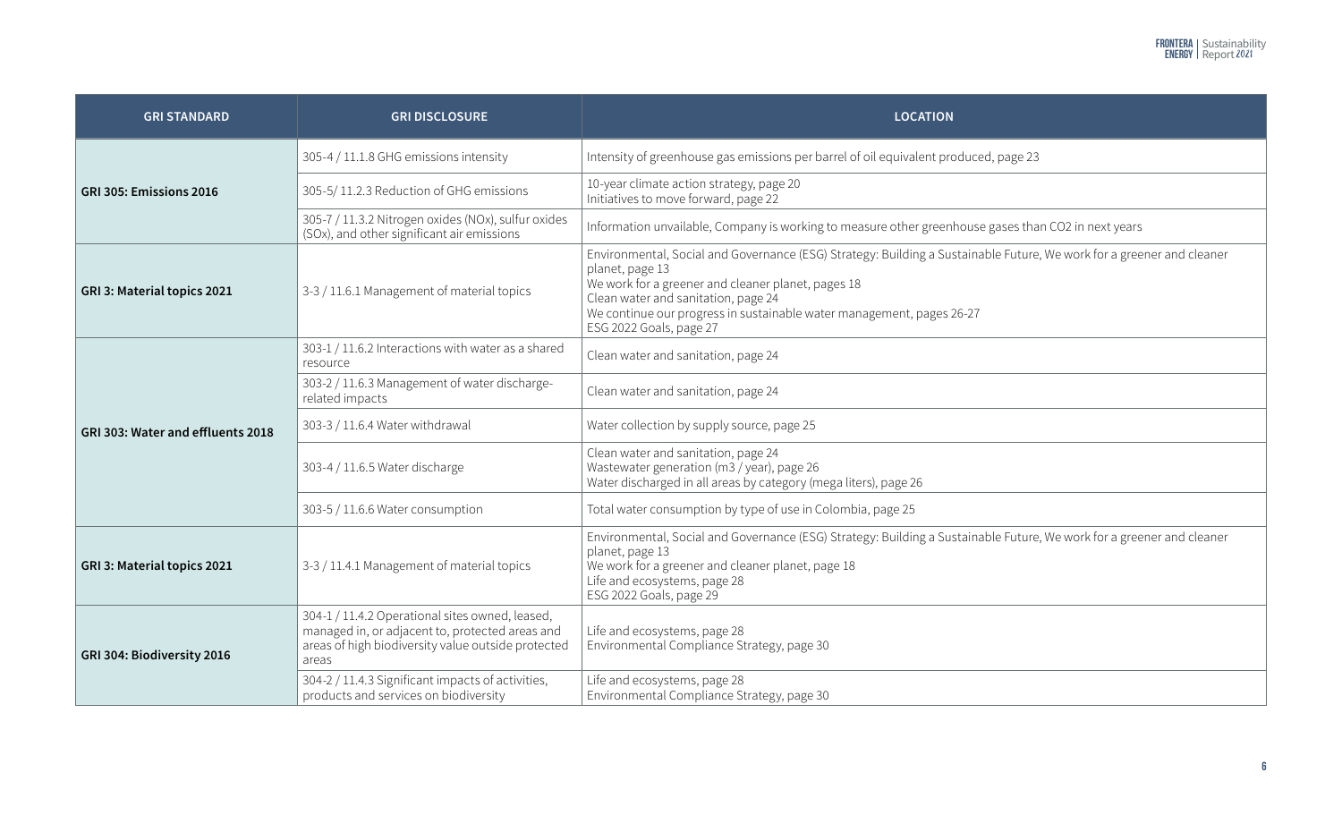| GRI STANDARD | GRI DISCLOSURE | LOCATION |
| --- | --- | --- |
| GRI 305: Emissions 2016 | 305-4 / 11.1.8 GHG emissions intensity | Intensity of greenhouse gas emissions per barrel of oil equivalent produced, page 23 |
| | 305-5/ 11.2.3 Reduction of GHG emissions | 10-year climate action strategy, page 20<br>Initiatives to move forward, page 22 |
| | 305-7 / 11.3.2 Nitrogen oxides (NOx), sulfur oxides (SOx), and other significant air emissions | Information unvailable, Company is working to measure other greenhouse gases than CO2 in next years |
| GRI 3: Material topics 2021 | 3-3 / 11.6.1 Management of material topics | Environmental, Social and Governance (ESG) Strategy: Building a Sustainable Future, We work for a greener and cleaner planet, page 13<br>We work for a greener and cleaner planet, pages 18<br>Clean water and sanitation, page 24<br>We continue our progress in sustainable water management, pages 26-27<br>ESG 2022 Goals, page 27 |
| GRI 303: Water and effluents 2018 | 303-1 / 11.6.2 Interactions with water as a shared resource | Clean water and sanitation, page 24 |
| | 303-2 / 11.6.3 Management of water discharge-related impacts | Clean water and sanitation, page 24 |
| | 303-3 / 11.6.4 Water withdrawal | Water collection by supply source, page 25 |
| | 303-4 / 11.6.5 Water discharge | Clean water and sanitation, page 24<br>Wastewater generation (m3 / year), page 26<br>Water discharged in all areas by category (mega liters), page 26 |
| | 303-5 / 11.6.6 Water consumption | Total water consumption by type of use in Colombia, page 25 |
| GRI 3: Material topics 2021 | 3-3 / 11.4.1 Management of material topics | Environmental, Social and Governance (ESG) Strategy: Building a Sustainable Future, We work for a greener and cleaner planet, page 13<br>We work for a greener and cleaner planet, page 18<br>Life and ecosystems, page 28<br>ESG 2022 Goals, page 29 |
| GRI 304: Biodiversity 2016 | 304-1 / 11.4.2 Operational sites owned, leased, managed in, or adjacent to, protected areas and areas of high biodiversity value outside protected areas | Life and ecosystems, page 28<br>Environmental Compliance Strategy, page 30 |
| | 304-2 / 11.4.3 Significant impacts of activities, products and services on biodiversity | Life and ecosystems, page 28<br>Environmental Compliance Strategy, page 30 |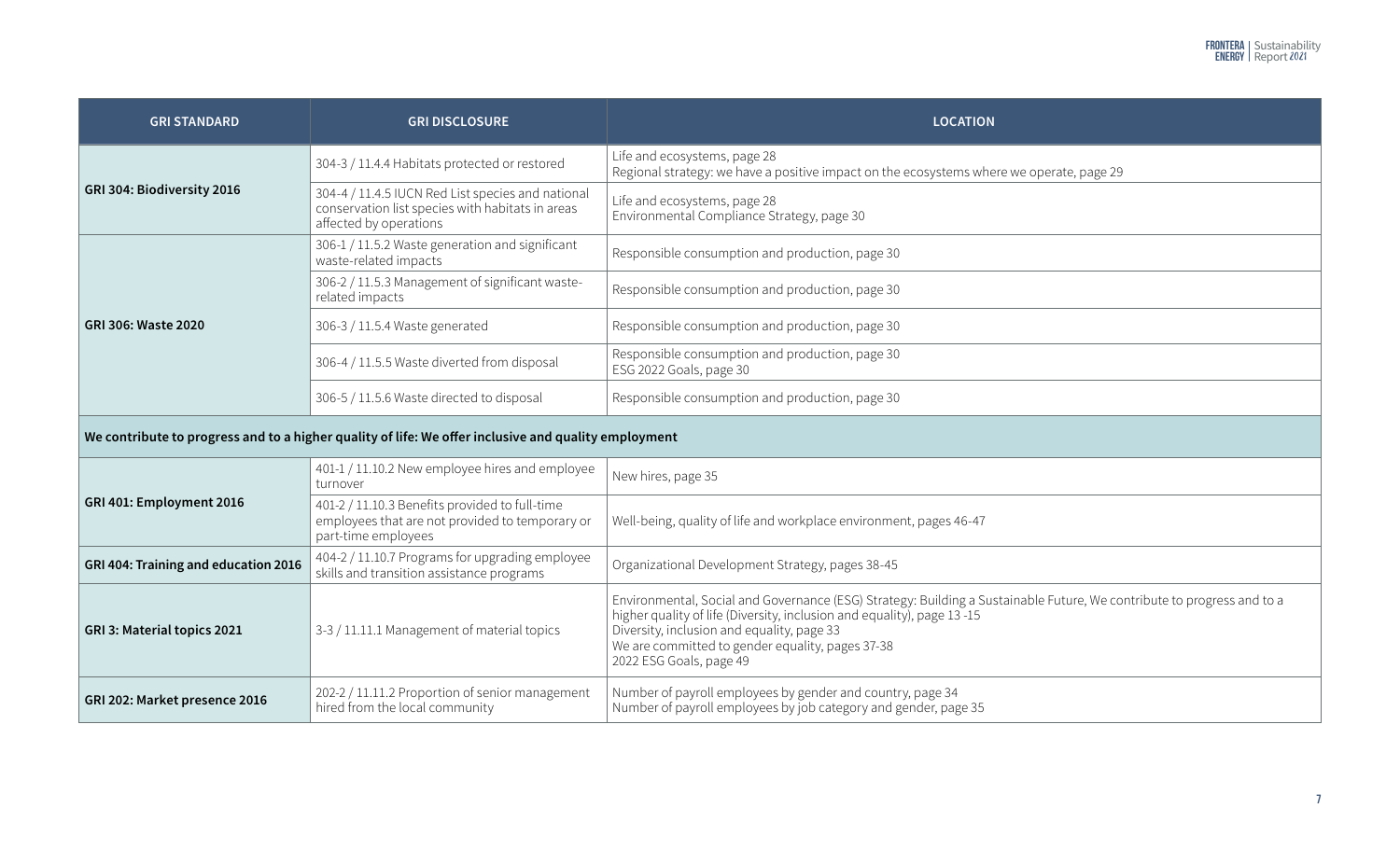| GRI STANDARD | GRI DISCLOSURE | LOCATION |
|---|---|---|
| **GRI 304: Biodiversity 2016** | 304-3 / 11.4.4 Habitats protected or restored | Life and ecosystems, page 28<br>Regional strategy: we have a positive impact on the ecosystems where we operate, page 29 |
| | 304-4 / 11.4.5 IUCN Red List species and national conservation list species with habitats in areas affected by operations | Life and ecosystems, page 28<br>Environmental Compliance Strategy, page 30 |
| **GRI 306: Waste 2020** | 306-1 / 11.5.2 Waste generation and significant waste-related impacts | Responsible consumption and production, page 30 |
| | 306-2 / 11.5.3 Management of significant waste-related impacts | Responsible consumption and production, page 30 |
| | 306-3 / 11.5.4 Waste generated | Responsible consumption and production, page 30 |
| | 306-4 / 11.5.5 Waste diverted from disposal | Responsible consumption and production, page 30<br>ESG 2022 Goals, page 30 |
| | 306-5 / 11.5.6 Waste directed to disposal | Responsible consumption and production, page 30 |
| **We contribute to progress and to a higher quality of life: We offer inclusive and quality employment** | | |
| **GRI 401: Employment 2016** | 401-1 / 11.10.2 New employee hires and employee turnover | New hires, page 35 |
| | 401-2 / 11.10.3 Benefits provided to full-time employees that are not provided to temporary or part-time employees | Well-being, quality of life and workplace environment, pages 46-47 |
| **GRI 404: Training and education 2016** | 404-2 / 11.10.7 Programs for upgrading employee skills and transition assistance programs | Organizational Development Strategy, pages 38-45 |
| **GRI 3: Material topics 2021** | 3-3 / 11.11.1 Management of material topics | Environmental, Social and Governance (ESG) Strategy: Building a Sustainable Future, We contribute to progress and to a higher quality of life (Diversity, inclusion and equality), page 13 -15<br>Diversity, inclusion and equality, page 33<br>We are committed to gender equality, pages 37-38<br>2022 ESG Goals, page 49 |
| **GRI 202: Market presence 2016** | 202-2 / 11.11.2 Proportion of senior management hired from the local community | Number of payroll employees by gender and country, page 34<br>Number of payroll employees by job category and gender, page 35 |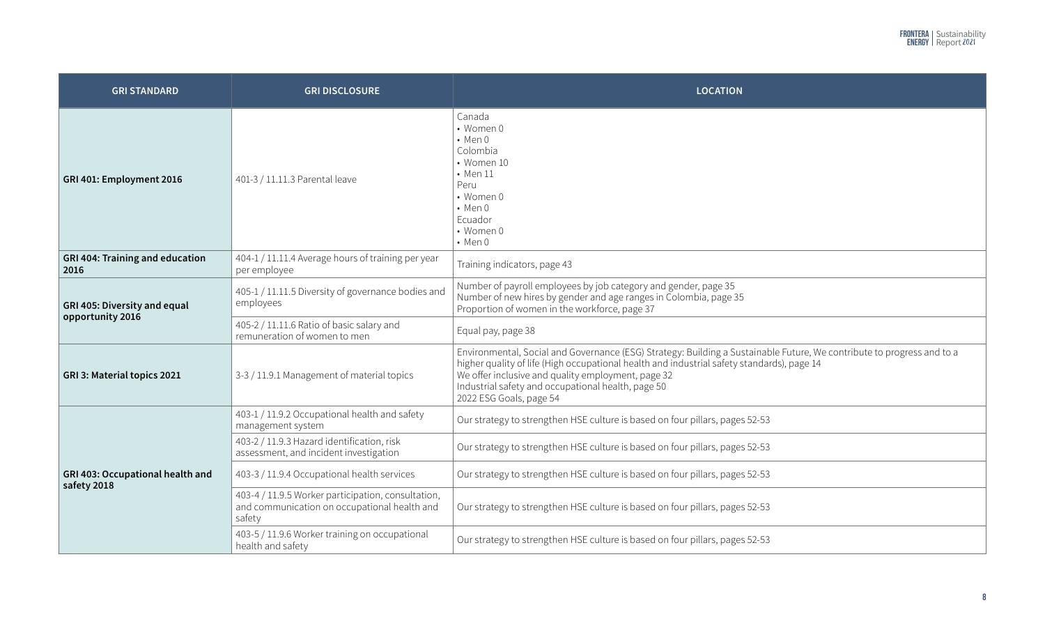| GRI STANDARD | GRI DISCLOSURE | LOCATION |
|---|---|---|
| **GRI 401: Employment 2016** | 401-3 / 11.11.3 Parental leave | Canada<br>• Women 0<br>• Men 0<br>Colombia<br>• Women 10<br>• Men 11<br>Peru<br>• Women 0<br>• Men 0<br>Ecuador<br>• Women 0<br>• Men 0 |
| **GRI 404: Training and education 2016** | 404-1 / 11.11.4 Average hours of training per year per employee | Training indicators, page 43 |
| **GRI 405: Diversity and equal opportunity 2016** | 405-1 / 11.11.5 Diversity of governance bodies and employees | Number of payroll employees by job category and gender, page 35<br>Number of new hires by gender and age ranges in Colombia, page 35<br>Proportion of women in the workforce, page 37 |
| | 405-2 / 11.11.6 Ratio of basic salary and remuneration of women to men | Equal pay, page 38 |
| **GRI 3: Material topics 2021** | 3-3 / 11.9.1 Management of material topics | Environmental, Social and Governance (ESG) Strategy: Building a Sustainable Future, We contribute to progress and to a higher quality of life (High occupational health and industrial safety standards), page 14<br>We offer inclusive and quality employment, page 32<br>Industrial safety and occupational health, page 50<br>2022 ESG Goals, page 54 |
| **GRI 403: Occupational health and safety 2018** | 403-1 / 11.9.2 Occupational health and safety management system | Our strategy to strengthen HSE culture is based on four pillars, pages 52-53 |
| | 403-2 / 11.9.3 Hazard identification, risk assessment, and incident investigation | Our strategy to strengthen HSE culture is based on four pillars, pages 52-53 |
| | 403-3 / 11.9.4 Occupational health services | Our strategy to strengthen HSE culture is based on four pillars, pages 52-53 |
| | 403-4 / 11.9.5 Worker participation, consultation, and communication on occupational health and safety | Our strategy to strengthen HSE culture is based on four pillars, pages 52-53 |
| | 403-5 / 11.9.6 Worker training on occupational health and safety | Our strategy to strengthen HSE culture is based on four pillars, pages 52-53 |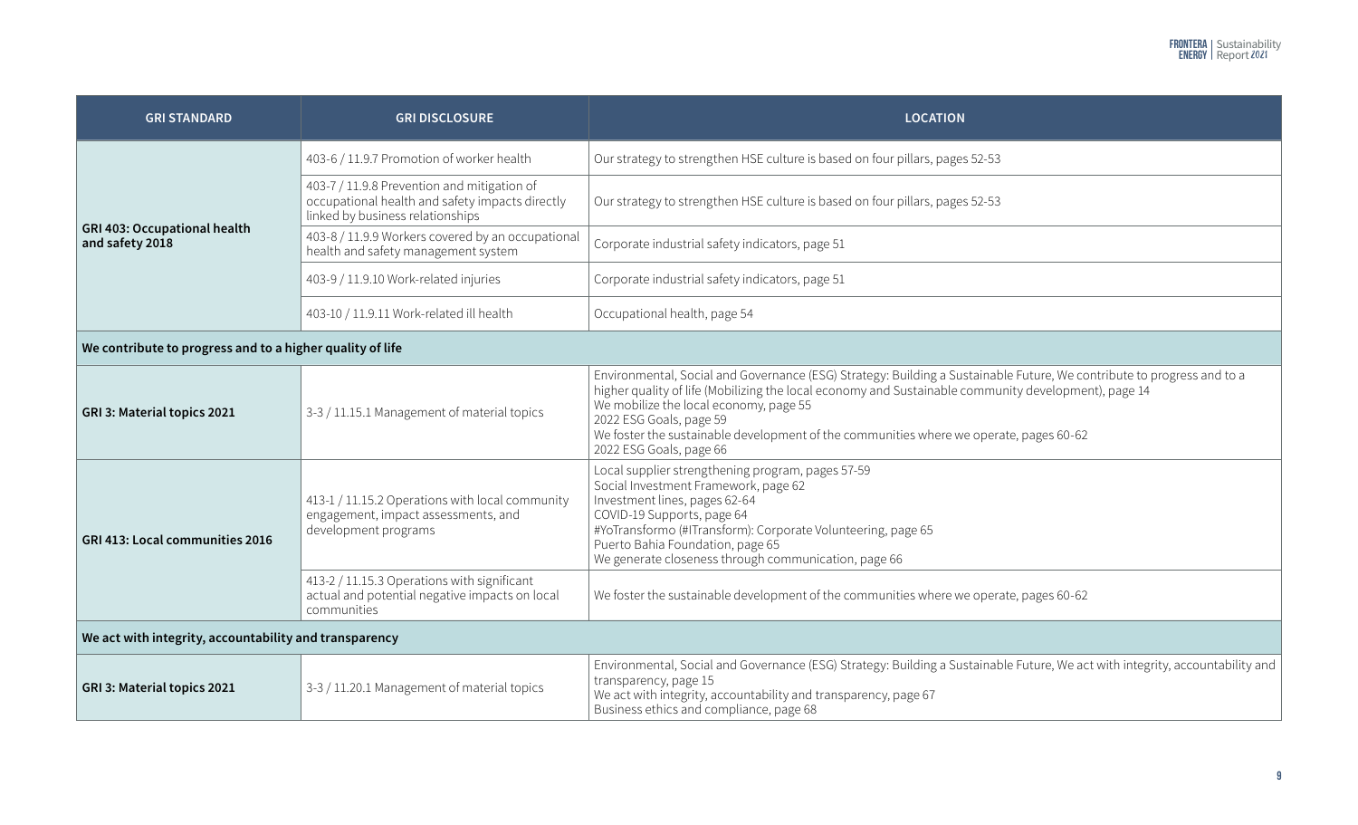| GRI STANDARD | GRI DISCLOSURE | LOCATION |
|---|---|---|
| **GRI 403: Occupational health and safety 2018** | 403-6 / 11.9.7 Promotion of worker health | Our strategy to strengthen HSE culture is based on four pillars, pages 52-53 |
| | 403-7 / 11.9.8 Prevention and mitigation of occupational health and safety impacts directly linked by business relationships | Our strategy to strengthen HSE culture is based on four pillars, pages 52-53 |
| | 403-8 / 11.9.9 Workers covered by an occupational health and safety management system | Corporate industrial safety indicators, page 51 |
| | 403-9 / 11.9.10 Work-related injuries | Corporate industrial safety indicators, page 51 |
| | 403-10 / 11.9.11 Work-related ill health | Occupational health, page 54 |
| **We contribute to progress and to a higher quality of life** | | |
| **GRI 3: Material topics 2021** | 3-3 / 11.15.1 Management of material topics | Environmental, Social and Governance (ESG) Strategy: Building a Sustainable Future, We contribute to progress and to a higher quality of life (Mobilizing the local economy and Sustainable community development), page 14<br>We mobilize the local economy, page 55<br>2022 ESG Goals, page 59<br>We foster the sustainable development of the communities where we operate, pages 60-62<br>2022 ESG Goals, page 66 |
| **GRI 413: Local communities 2016** | 413-1 / 11.15.2 Operations with local community engagement, impact assessments, and development programs | Local supplier strengthening program, pages 57-59<br>Social Investment Framework, page 62<br>Investment lines, pages 62-64<br>COVID-19 Supports, page 64<br>#YoTransformo (#ITransform): Corporate Volunteering, page 65<br>Puerto Bahia Foundation, page 65<br>We generate closeness through communication, page 66 |
| | 413-2 / 11.15.3 Operations with significant actual and potential negative impacts on local communities | We foster the sustainable development of the communities where we operate, pages 60-62 |
| **We act with integrity, accountability and transparency** | | |
| **GRI 3: Material topics 2021** | 3-3 / 11.20.1 Management of material topics | Environmental, Social and Governance (ESG) Strategy: Building a Sustainable Future, We act with integrity, accountability and transparency, page 15<br>We act with integrity, accountability and transparency, page 67<br>Business ethics and compliance, page 68 |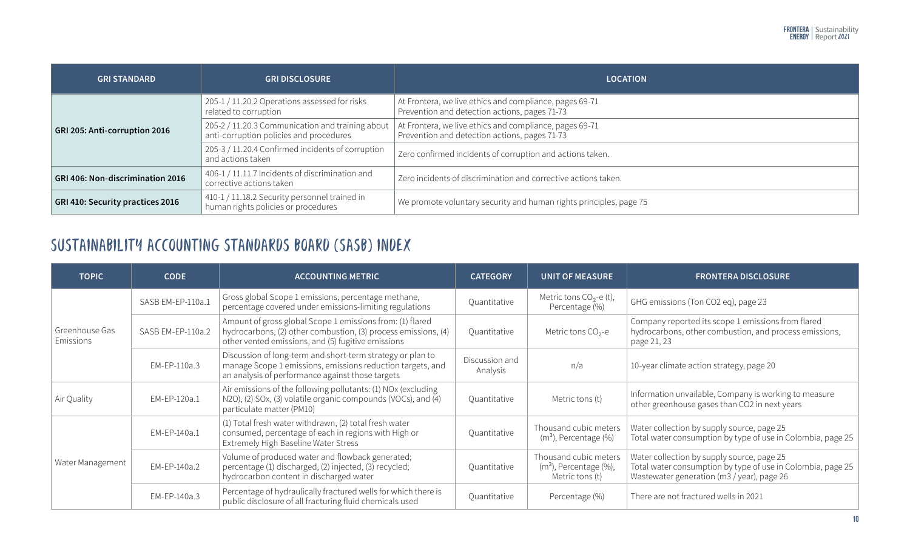| GRI STANDARD | GRI DISCLOSURE | LOCATION |
|---|---|---|
| GRI 205: Anti-corruption 2016 | 205-1 / 11.20.2 Operations assessed for risks related to corruption | At Frontera, we live ethics and compliance, pages 69-71<br>Prevention and detection actions, pages 71-73 |
| | 205-2 / 11.20.3 Communication and training about anti-corruption policies and procedures | At Frontera, we live ethics and compliance, pages 69-71<br>Prevention and detection actions, pages 71-73 |
| | 205-3 / 11.20.4 Confirmed incidents of corruption and actions taken | Zero confirmed incidents of corruption and actions taken. |
| GRI 406: Non-discrimination 2016 | 406-1 / 11.11.7 Incidents of discrimination and corrective actions taken | Zero incidents of discrimination and corrective actions taken. |
| GRI 410: Security practices 2016 | 410-1 / 11.18.2 Security personnel trained in human rights policies or procedures | We promote voluntary security and human rights principles, page 75 |

## SUSTAINABILITY ACCOUNTING STANDARDS BOARD (SASB) INDEX

| TOPIC | CODE | ACCOUNTING METRIC | CATEGORY | UNIT OF MEASURE | FRONTERA DISCLOSURE |
|---|---|---|---|---|---|
| Greenhouse Gas Emissions | SASB EM-EP-110a.1 | Gross global Scope 1 emissions, percentage methane, percentage covered under emissions-limiting regulations | Quantitative | Metric tons $CO_2$-e (t), Percentage (%) | GHG emissions (Ton CO2 eq), page 23 |
| | SASB EM-EP-110a.2 | Amount of gross global Scope 1 emissions from: (1) flared hydrocarbons, (2) other combustion, (3) process emissions, (4) other vented emissions, and (5) fugitive emissions | Quantitative | Metric tons $CO_2$-e | Company reported its scope 1 emissions from flared hydrocarbons, other combustion, and process emissions, page 21, 23 |
| | EM-EP-110a.3 | Discussion of long-term and short-term strategy or plan to manage Scope 1 emissions, emissions reduction targets, and an analysis of performance against those targets | Discussion and Analysis | n/a | 10-year climate action strategy, page 20 |
| Air Quality | EM-EP-120a.1 | Air emissions of the following pollutants: (1) NOx (excluding N2O), (2) SOx, (3) volatile organic compounds (VOCs), and (4) particulate matter (PM10) | Quantitative | Metric tons (t) | Information unvailable, Company is working to measure other greenhouse gases than CO2 in next years |
| Water Management | EM-EP-140a.1 | (1) Total fresh water withdrawn, (2) total fresh water consumed, percentage of each in regions with High or Extremely High Baseline Water Stress | Quantitative | Thousand cubic meters ($m^3$), Percentage (%) | Water collection by supply source, page 25<br>Total water consumption by type of use in Colombia, page 25 |
| | EM-EP-140a.2 | Volume of produced water and flowback generated; percentage (1) discharged, (2) injected, (3) recycled; hydrocarbon content in discharged water | Quantitative | Thousand cubic meters ($m^3$), Percentage (%), Metric tons (t) | Water collection by supply source, page 25<br>Total water consumption by type of use in Colombia, page 25<br>Wastewater generation (m3 / year), page 26 |
| | EM-EP-140a.3 | Percentage of hydraulically fractured wells for which there is public disclosure of all fracturing fluid chemicals used | Quantitative | Percentage (%) | There are not fractured wells in 2021 |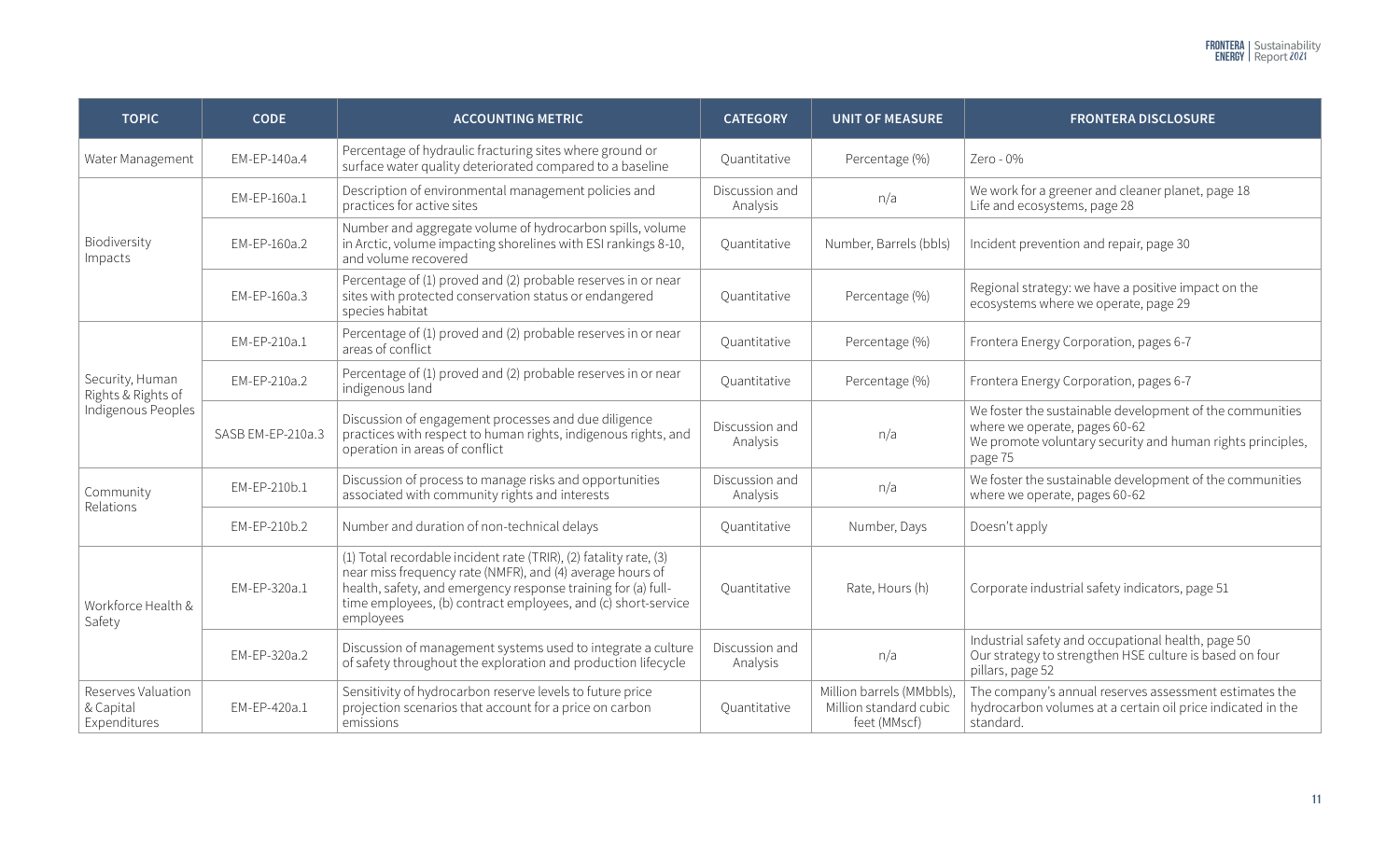| TOPIC | CODE | ACCOUNTING METRIC | CATEGORY | UNIT OF MEASURE | FRONTERA DISCLOSURE |
|---|---|---|---|---|---|
| Water Management | EM-EP-140a.4 | Percentage of hydraulic fracturing sites where ground or surface water quality deteriorated compared to a baseline | Quantitative | Percentage (%) | Zero - 0% |
| Biodiversity Impacts | EM-EP-160a.1 | Description of environmental management policies and practices for active sites | Discussion and Analysis | n/a | We work for a greener and cleaner planet, page 18<br>Life and ecosystems, page 28 |
| | EM-EP-160a.2 | Number and aggregate volume of hydrocarbon spills, volume in Arctic, volume impacting shorelines with ESI rankings 8-10, and volume recovered | Quantitative | Number, Barrels (bbls) | Incident prevention and repair, page 30 |
| | EM-EP-160a.3 | Percentage of (1) proved and (2) probable reserves in or near sites with protected conservation status or endangered species habitat | Quantitative | Percentage (%) | Regional strategy: we have a positive impact on the ecosystems where we operate, page 29 |
| Security, Human Rights & Rights of Indigenous Peoples | EM-EP-210a.1 | Percentage of (1) proved and (2) probable reserves in or near areas of conflict | Quantitative | Percentage (%) | Frontera Energy Corporation, pages 6-7 |
| | EM-EP-210a.2 | Percentage of (1) proved and (2) probable reserves in or near indigenous land | Quantitative | Percentage (%) | Frontera Energy Corporation, pages 6-7 |
| | SASB EM-EP-210a.3 | Discussion of engagement processes and due diligence practices with respect to human rights, indigenous rights, and operation in areas of conflict | Discussion and Analysis | n/a | We foster the sustainable development of the communities where we operate, pages 60-62<br>We promote voluntary security and human rights principles, page 75 |
| Community Relations | EM-EP-210b.1 | Discussion of process to manage risks and opportunities associated with community rights and interests | Discussion and Analysis | n/a | We foster the sustainable development of the communities where we operate, pages 60-62 |
| | EM-EP-210b.2 | Number and duration of non-technical delays | Quantitative | Number, Days | Doesn't apply |
| Workforce Health & Safety | EM-EP-320a.1 | (1) Total recordable incident rate (TRIR), (2) fatality rate, (3) near miss frequency rate (NMFR), and (4) average hours of health, safety, and emergency response training for (a) full-time employees, (b) contract employees, and (c) short-service employees | Quantitative | Rate, Hours (h) | Corporate industrial safety indicators, page 51 |
| | EM-EP-320a.2 | Discussion of management systems used to integrate a culture of safety throughout the exploration and production lifecycle | Discussion and Analysis | n/a | Industrial safety and occupational health, page 50<br>Our strategy to strengthen HSE culture is based on four pillars, page 52 |
| Reserves Valuation & Capital Expenditures | EM-EP-420a.1 | Sensitivity of hydrocarbon reserve levels to future price projection scenarios that account for a price on carbon emissions | Quantitative | Million barrels (MMbbls), Million standard cubic feet (MMscf) | The company's annual reserves assessment estimates the hydrocarbon volumes at a certain oil price indicated in the standard. |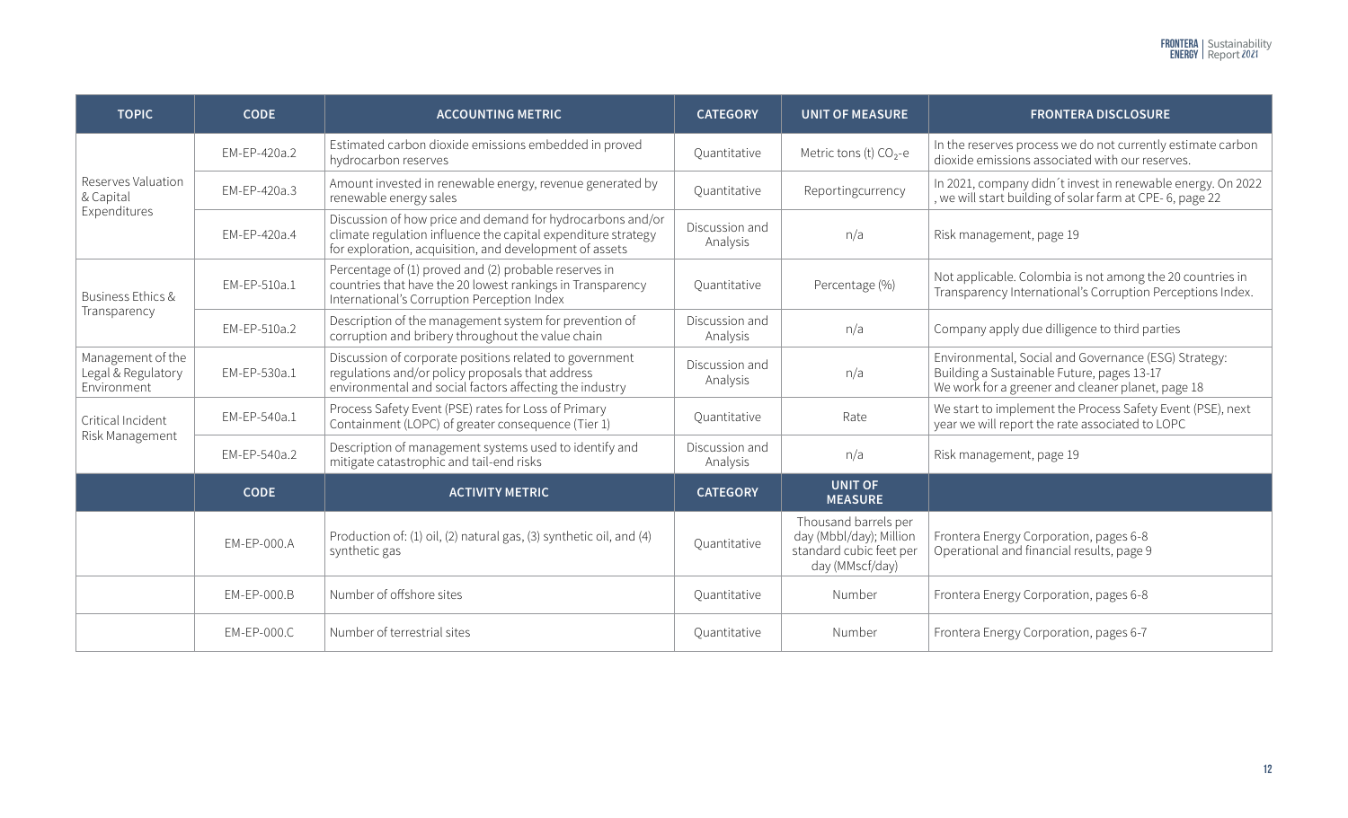| TOPIC | CODE | ACCOUNTING METRIC | CATEGORY | UNIT OF MEASURE | FRONTERA DISCLOSURE |
| --- | --- | --- | --- | --- | --- |
| Reserves Valuation & Capital Expenditures | EM-EP-420a.2 | Estimated carbon dioxide emissions embedded in proved hydrocarbon reserves | Quantitative | Metric tons (t) $CO_2$-e | In the reserves process we do not currently estimate carbon dioxide emissions associated with our reserves. |
| | EM-EP-420a.3 | Amount invested in renewable energy, revenue generated by renewable energy sales | Quantitative | Reportingcurrency | In 2021, company didn´t invest in renewable energy. On 2022 , we will start building of solar farm at CPE- 6, page 22 |
| | EM-EP-420a.4 | Discussion of how price and demand for hydrocarbons and/or climate regulation influence the capital expenditure strategy for exploration, acquisition, and development of assets | Discussion and Analysis | n/a | Risk management, page 19 |
| Business Ethics & Transparency | EM-EP-510a.1 | Percentage of (1) proved and (2) probable reserves in countries that have the 20 lowest rankings in Transparency International's Corruption Perception Index | Quantitative | Percentage (%) | Not applicable. Colombia is not among the 20 countries in Transparency International's Corruption Perceptions Index. |
| | EM-EP-510a.2 | Description of the management system for prevention of corruption and bribery throughout the value chain | Discussion and Analysis | n/a | Company apply due dilligence to third parties |
| Management of the Legal & Regulatory Environment | EM-EP-530a.1 | Discussion of corporate positions related to government regulations and/or policy proposals that address environmental and social factors affecting the industry | Discussion and Analysis | n/a | Environmental, Social and Governance (ESG) Strategy: Building a Sustainable Future, pages 13-17<br>We work for a greener and cleaner planet, page 18 |
| Critical Incident Risk Management | EM-EP-540a.1 | Process Safety Event (PSE) rates for Loss of Primary Containment (LOPC) of greater consequence (Tier 1) | Quantitative | Rate | We start to implement the Process Safety Event (PSE), next year we will report the rate associated to LOPC |
| | EM-EP-540a.2 | Description of management systems used to identify and mitigate catastrophic and tail-end risks | Discussion and Analysis | n/a | Risk management, page 19 |
| | **CODE** | **ACTIVITY METRIC** | **CATEGORY** | **UNIT OF MEASURE** | |
| | EM-EP-000.A | Production of: (1) oil, (2) natural gas, (3) synthetic oil, and (4) synthetic gas | Quantitative | Thousand barrels per day (Mbbl/day); Million standard cubic feet per day (MMscf/day) | Frontera Energy Corporation, pages 6-8<br>Operational and financial results, page 9 |
| | EM-EP-000.B | Number of offshore sites | Quantitative | Number | Frontera Energy Corporation, pages 6-8 |
| | EM-EP-000.C | Number of terrestrial sites | Quantitative | Number | Frontera Energy Corporation, pages 6-7 |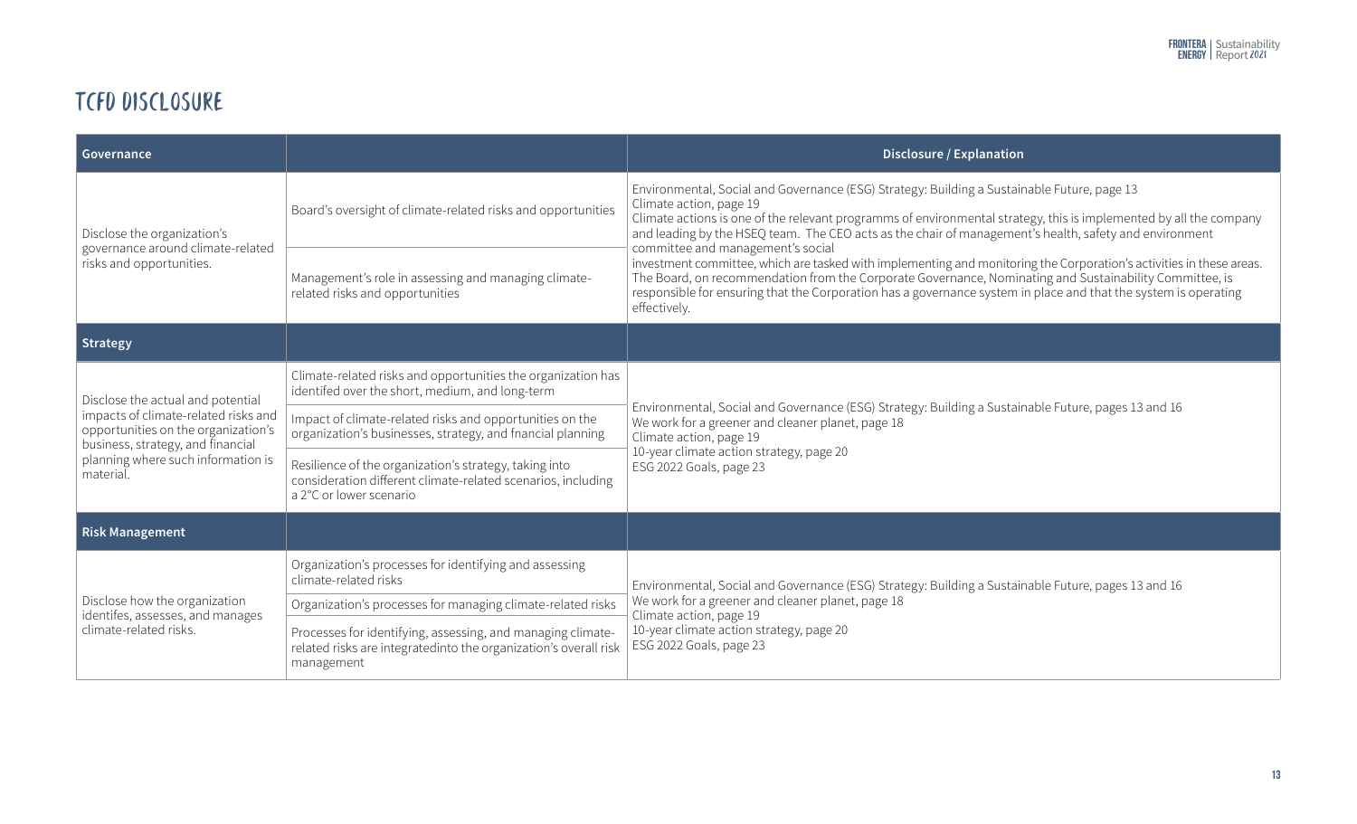# TCFD DISCLOSURE

| Governance | | Disclosure / Explanation |
|---|---|---|
| Disclose the organization's governance around climate-related risks and opportunities. | Board's oversight of climate-related risks and opportunities | Environmental, Social and Governance (ESG) Strategy: Building a Sustainable Future, page 13<br>Climate action, page 19<br>Climate actions is one of the relevant programms of environmental strategy, this is implemented by all the company and leading by the HSEQ team. The CEO acts as the chair of management's health, safety and environment committee and management's social investment committee, which are tasked with implementing and monitoring the Corporation's activities in these areas. The Board, on recommendation from the Corporate Governance, Nominating and Sustainability Committee, is responsible for ensuring that the Corporation has a governance system in place and that the system is operating effectively. |
| | Management's role in assessing and managing climate-related risks and opportunities | |
| **Strategy** | | |
| Disclose the actual and potential impacts of climate-related risks and opportunities on the organization's business, strategy, and financial planning where such information is material. | Climate-related risks and opportunities the organization has identifed over the short, medium, and long-term | Environmental, Social and Governance (ESG) Strategy: Building a Sustainable Future, pages 13 and 16<br>We work for a greener and cleaner planet, page 18<br>Climate action, page 19<br>10-year climate action strategy, page 20<br>ESG 2022 Goals, page 23 |
| | Impact of climate-related risks and opportunities on the organization's businesses, strategy, and fnancial planning | |
| | Resilience of the organization's strategy, taking into consideration different climate-related scenarios, including a 2°C or lower scenario | |
| **Risk Management** | | |
| Disclose how the organization identifes, assesses, and manages climate-related risks. | Organization's processes for identifying and assessing climate-related risks | Environmental, Social and Governance (ESG) Strategy: Building a Sustainable Future, pages 13 and 16<br>We work for a greener and cleaner planet, page 18<br>Climate action, page 19<br>10-year climate action strategy, page 20<br>ESG 2022 Goals, page 23 |
| | Organization's processes for managing climate-related risks | |
| | Processes for identifying, assessing, and managing climate-related risks are integratedinto the organization's overall risk management | |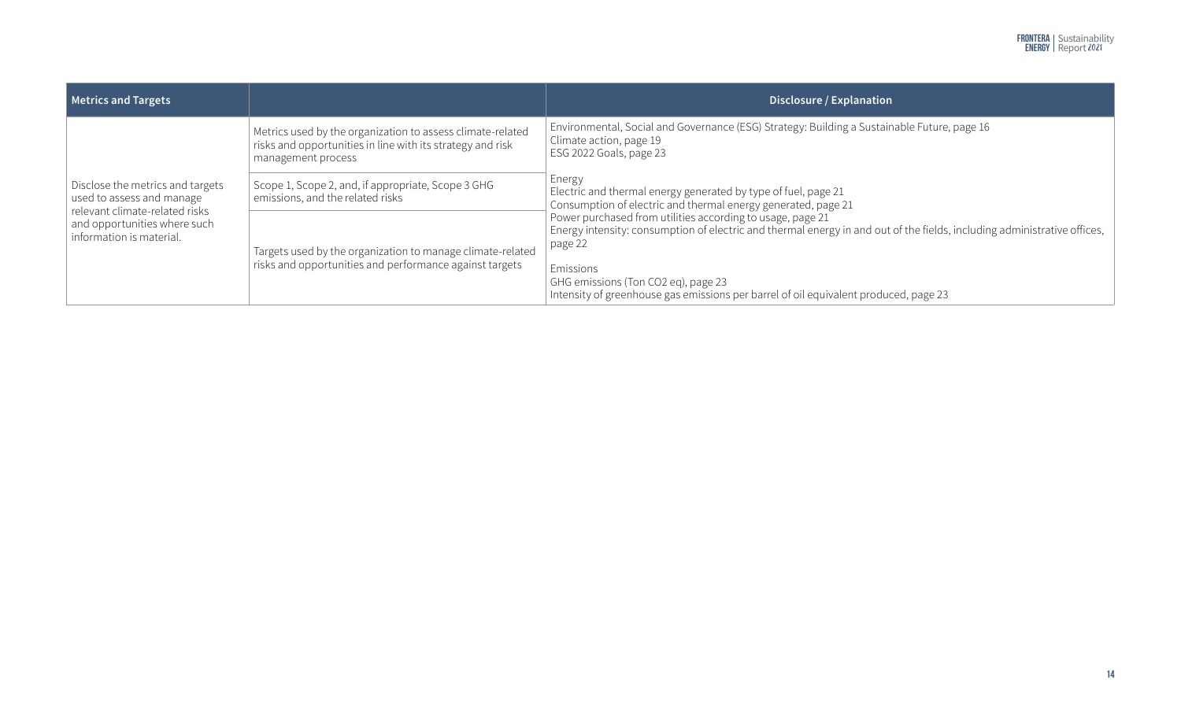| Metrics and Targets | | Disclosure / Explanation |
|---|---|---|
| Disclose the metrics and targets used to assess and manage relevant climate-related risks and opportunities where such information is material. | Metrics used by the organization to assess climate-related risks and opportunities in line with its strategy and risk management process | Environmental, Social and Governance (ESG) Strategy: Building a Sustainable Future, page 16<br>Climate action, page 19<br>ESG 2022 Goals, page 23 |
| | Scope 1, Scope 2, and, if appropriate, Scope 3 GHG emissions, and the related risks | Energy<br>Electric and thermal energy generated by type of fuel, page 21<br>Consumption of electric and thermal energy generated, page 21<br>Power purchased from utilities according to usage, page 21<br>Energy intensity: consumption of electric and thermal energy in and out of the fields, including administrative offices, page 22<br><br>Emissions<br>GHG emissions (Ton CO2 eq), page 23<br>Intensity of greenhouse gas emissions per barrel of oil equivalent produced, page 23 |
| | Targets used by the organization to manage climate-related risks and opportunities and performance against targets | |